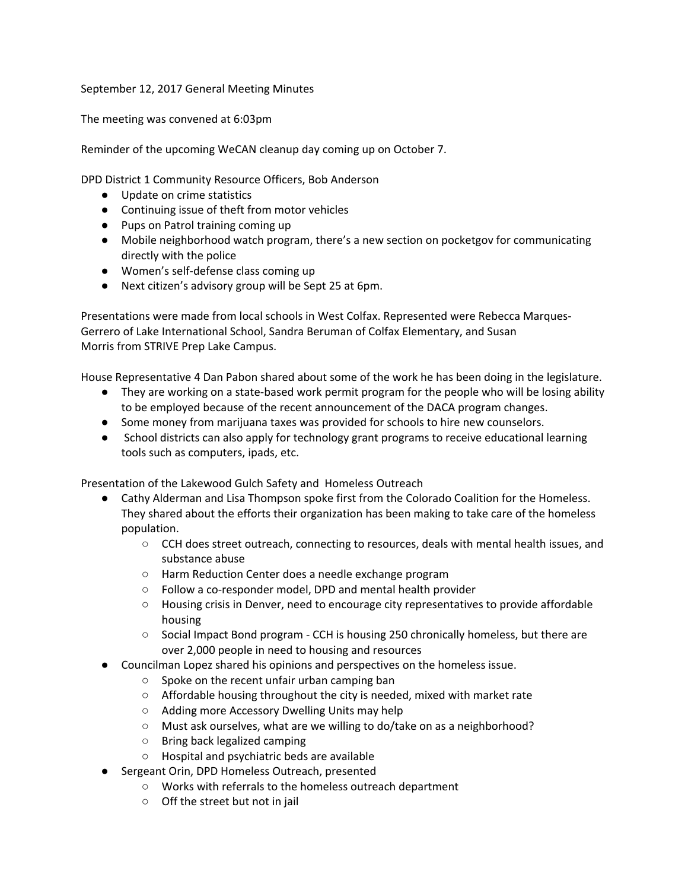September 12, 2017 General Meeting Minutes

The meeting was convened at 6:03pm

Reminder of the upcoming WeCAN cleanup day coming up on October 7.

DPD District 1 Community Resource Officers, Bob Anderson

- Update on crime statistics
- Continuing issue of theft from motor vehicles
- Pups on Patrol training coming up
- Mobile neighborhood watch program, there's a new section on pocketgov for communicating directly with the police
- Women's self-defense class coming up
- Next citizen's advisory group will be Sept 25 at 6pm.

Presentations were made from local schools in West Colfax. Represented were Rebecca Marques-Gerrero of Lake International School, Sandra Beruman of Colfax Elementary, and Susan Morris from STRIVE Prep Lake Campus.

House Representative 4 Dan Pabon shared about some of the work he has been doing in the legislature.

- They are working on a state-based work permit program for the people who will be losing ability to be employed because of the recent announcement of the DACA program changes.
- Some money from marijuana taxes was provided for schools to hire new counselors.
- School districts can also apply for technology grant programs to receive educational learning tools such as computers, ipads, etc.

Presentation of the Lakewood Gulch Safety and Homeless Outreach

- Cathy Alderman and Lisa Thompson spoke first from the Colorado Coalition for the Homeless. They shared about the efforts their organization has been making to take care of the homeless population.
    - CCH does street outreach, connecting to resources, deals with mental health issues, and substance abuse
    - Harm Reduction Center does a needle exchange program
    - Follow a co-responder model, DPD and mental health provider
    - Housing crisis in Denver, need to encourage city representatives to provide affordable housing
    - Social Impact Bond program - CCH is housing 250 chronically homeless, but there are over 2,000 people in need to housing and resources
- Councilman Lopez shared his opinions and perspectives on the homeless issue.
    - Spoke on the recent unfair urban camping ban
    - Affordable housing throughout the city is needed, mixed with market rate
    - Adding more Accessory Dwelling Units may help
    - Must ask ourselves, what are we willing to do/take on as a neighborhood?
    - Bring back legalized camping
    - Hospital and psychiatric beds are available
- Sergeant Orin, DPD Homeless Outreach, presented
    - Works with referrals to the homeless outreach department
    - Off the street but not in jail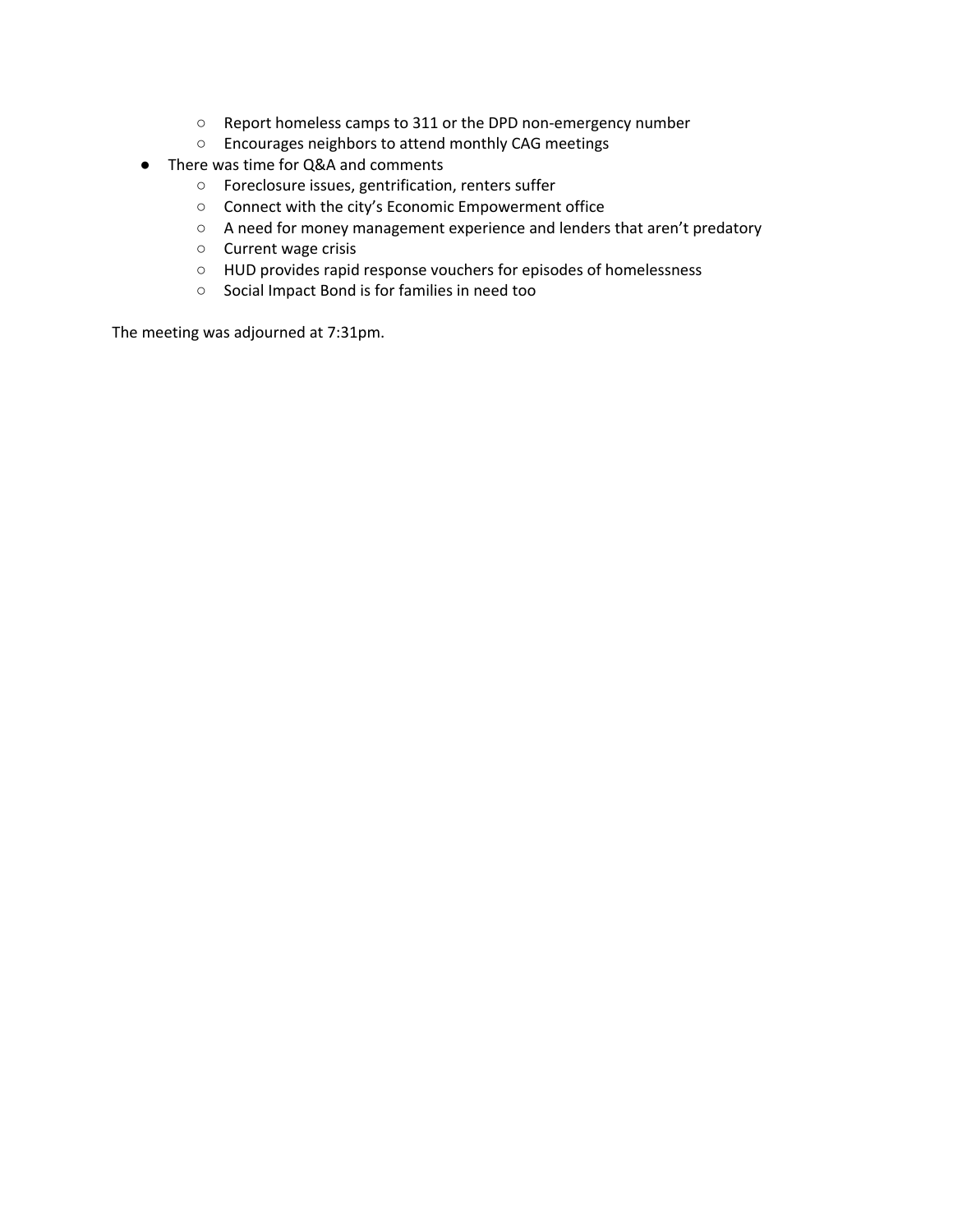- Report homeless camps to 311 or the DPD non-emergency number
    - Encourages neighbors to attend monthly CAG meetings
- There was time for Q&A and comments
    - Foreclosure issues, gentrification, renters suffer
    - Connect with the city's Economic Empowerment office
    - A need for money management experience and lenders that aren't predatory
    - Current wage crisis
    - HUD provides rapid response vouchers for episodes of homelessness
    - Social Impact Bond is for families in need too

The meeting was adjourned at 7:31pm.